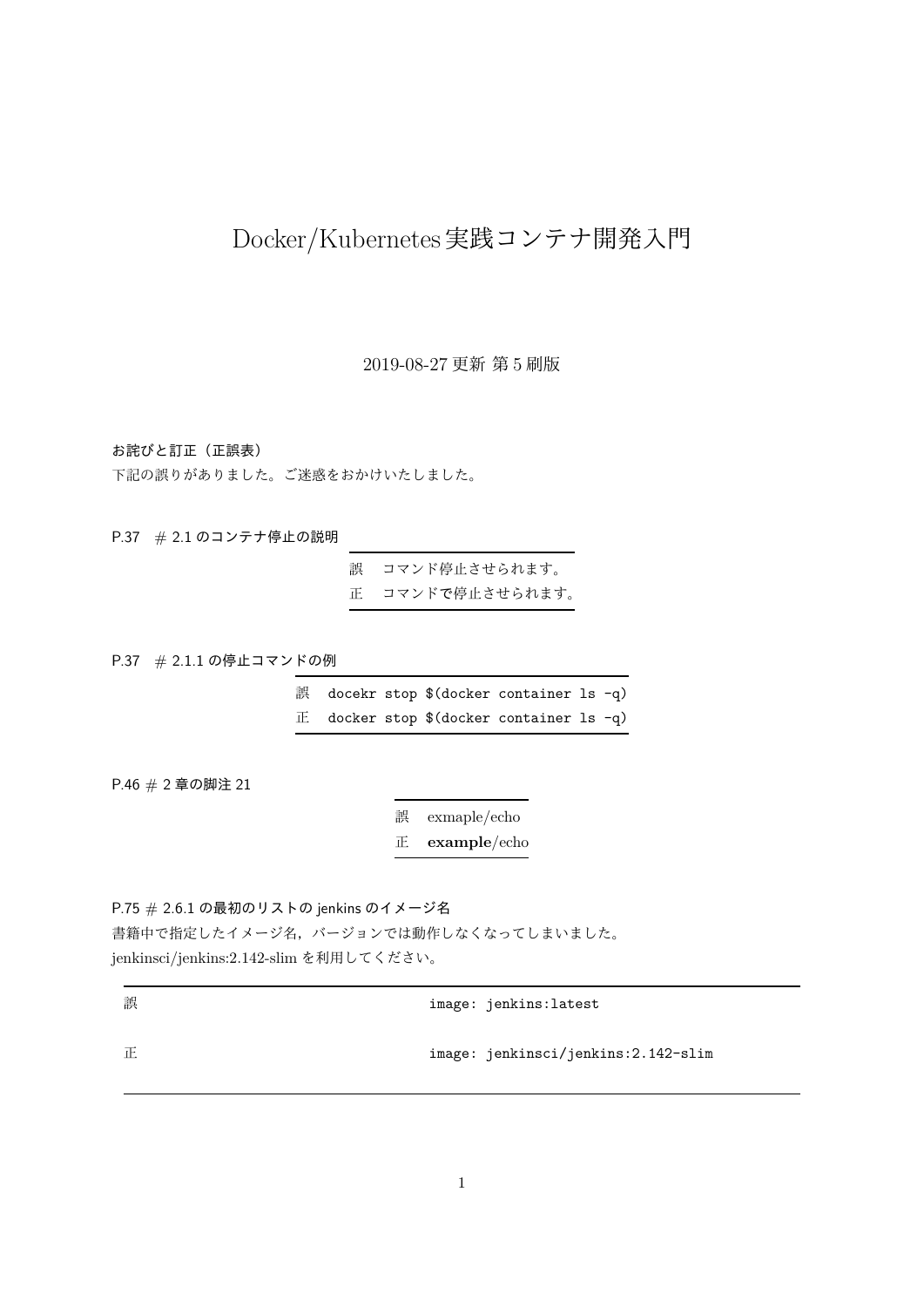# Docker/Kubernetes実践コンテナ開発入門

2019-08-27 更新 第 5 刷版

**お詫びと訂正（正誤表）**

下記の誤りがありました。ご迷惑をおかけいたしました。

P.37　# 2.1 のコンテナ停止の説明

| | |
|---|---|
| 誤 | コマンド停止させられます。 |
| 正 | コマンドで停止させられます。 |

P.37　# 2.1.1 の停止コマンドの例

| | |
|---|---|
| 誤 | `docekr stop $(docker container ls -q)` |
| 正 | `docker stop $(docker container ls -q)` |

P.46 # 2 章の脚注 21

| | |
|---|---|
| 誤 | exmaple/echo |
| 正 | **example**/echo |

P.75 # 2.6.1 の最初のリストの jenkins のイメージ名

書籍中で指定したイメージ名，バージョンでは動作しなくなってしまいました。
jenkinsci/jenkins:2.142-slim を利用してください。

| | |
|---|---|
| 誤 | `image: jenkins:latest` |
| 正 | `image: jenkinsci/jenkins:2.142-slim` |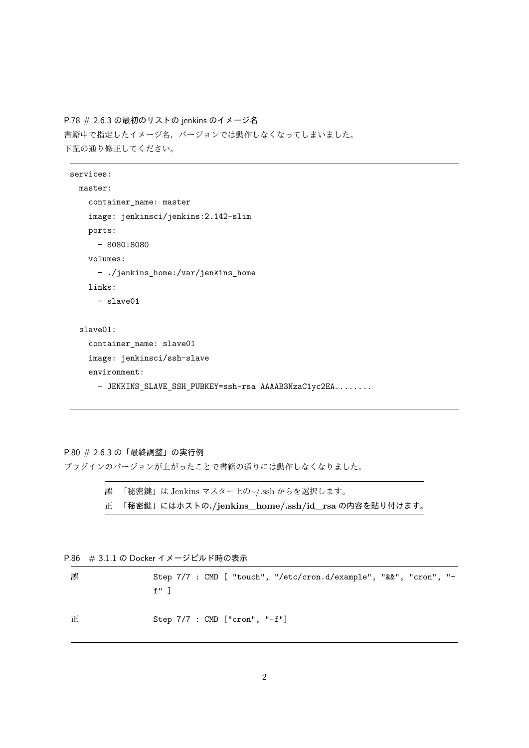P.78 # 2.6.3 の最初のリストの jenkins のイメージ名

書籍中で指定したイメージ名，バージョンでは動作しなくなってしまいました。
下記の通り修正してください。

```
services:
  master:
    container_name: master
    image: jenkinsci/jenkins:2.142-slim
    ports:
      - 8080:8080
    volumes:
      - ./jenkins_home:/var/jenkins_home
    links:
      - slave01

  slave01:
    container_name: slave01
    image: jenkinsci/ssh-slave
    environment:
      - JENKINS_SLAVE_SSH_PUBKEY=ssh-rsa AAAAB3NzaC1yc2EA........
```

P.80 # 2.6.3 の「最終調整」の実行例

プラグインのバージョンが上がったことで書籍の通りには動作しなくなりました。

| | |
|---|---|
| 誤 | 「秘密鍵」は Jenkins マスター上の~/.ssh からを選択します。 |
| 正 | **「秘密鍵」にはホストの./jenkins_home/.ssh/id_rsa の内容を貼り付けます。** |

P.86 # 3.1.1 の Docker イメージビルド時の表示

| | |
|---|---|
| 誤 | `Step 7/7 : CMD [ "touch", "/etc/cron.d/example", "&&", "cron", "-f" ]` |
| 正 | `Step 7/7 : CMD ["cron", "-f"]` |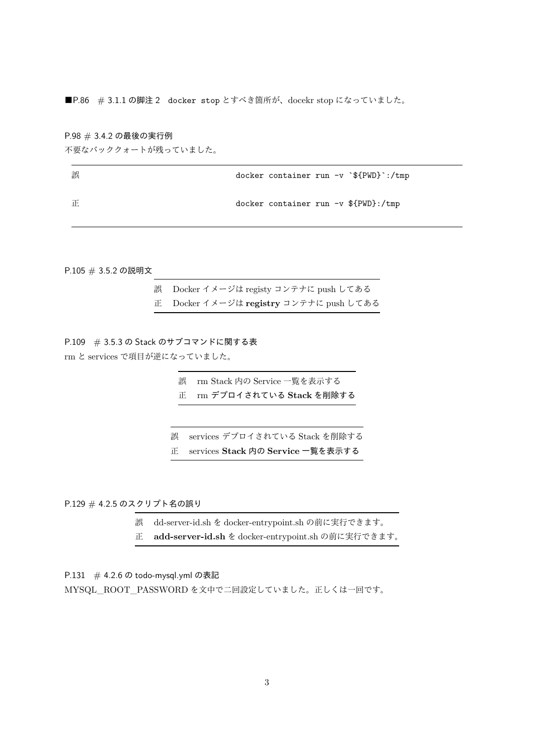■P.86 # 3.1.1 の脚注 2 `docker stop` とすべき箇所が、docekr stop になっていました。

P.98 # 3.4.2 の最後の実行例

不要なバッククォートが残っていました。

| | |
|---|---|
| 誤 | `docker container run -v `${PWD}`:/tmp` |
| 正 | `docker container run -v ${PWD}:/tmp` |

P.105 # 3.5.2 の説明文

| | |
|---|---|
| 誤 | Docker イメージは registy コンテナに push してある |
| 正 | Docker イメージは **registry** コンテナに push してある |

P.109 # 3.5.3 の Stack のサブコマンドに関する表

rm と services で項目が逆になっていました。

| | |
|---|---|
| 誤 | rm Stack 内の Service 一覧を表示する |
| 正 | rm **デプロイされている Stack を削除する** |

| | |
|---|---|
| 誤 | services デプロイされている Stack を削除する |
| 正 | services **Stack 内の Service 一覧を表示する** |

P.129 # 4.2.5 のスクリプト名の誤り

| | |
|---|---|
| 誤 | dd-server-id.sh を docker-entrypoint.sh の前に実行できます。 |
| 正 | **add-server-id.sh** を docker-entrypoint.sh の前に実行できます。 |

P.131 # 4.2.6 の todo-mysql.yml の表記

MYSQL_ROOT_PASSWORD を文中で二回設定していました。正しくは一回です。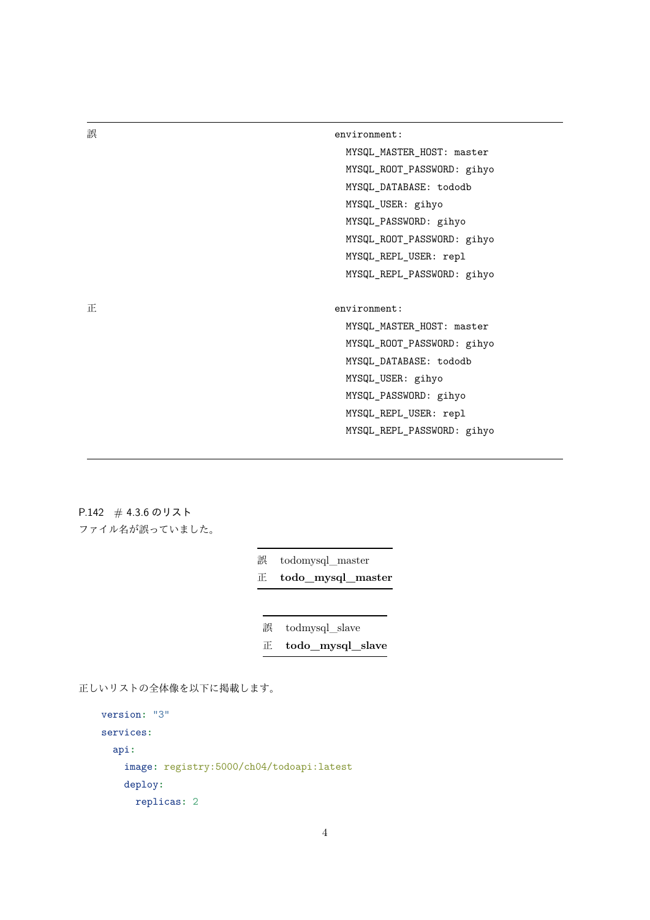| | |
|---|---|
| 誤 | `environment:`<br>`  MYSQL_MASTER_HOST: master`<br>`  MYSQL_ROOT_PASSWORD: gihyo`<br>`  MYSQL_DATABASE: tododb`<br>`  MYSQL_USER: gihyo`<br>`  MYSQL_PASSWORD: gihyo`<br>`  MYSQL_ROOT_PASSWORD: gihyo`<br>`  MYSQL_REPL_USER: repl`<br>`  MYSQL_REPL_PASSWORD: gihyo` |
| 正 | `environment:`<br>`  MYSQL_MASTER_HOST: master`<br>`  MYSQL_ROOT_PASSWORD: gihyo`<br>`  MYSQL_DATABASE: tododb`<br>`  MYSQL_USER: gihyo`<br>`  MYSQL_PASSWORD: gihyo`<br>`  MYSQL_REPL_USER: repl`<br>`  MYSQL_REPL_PASSWORD: gihyo` |

P.142　# 4.3.6 のリスト

ファイル名が誤っていました。

| | |
|---|---|
| 誤 | todomysql_master |
| 正 | **todo_mysql_master** |

| | |
|---|---|
| 誤 | todmysql_slave |
| 正 | **todo_mysql_slave** |

正しいリストの全体像を以下に掲載します。

```
version: "3"
services:
  api:
    image: registry:5000/ch04/todoapi:latest
    deploy:
      replicas: 2
```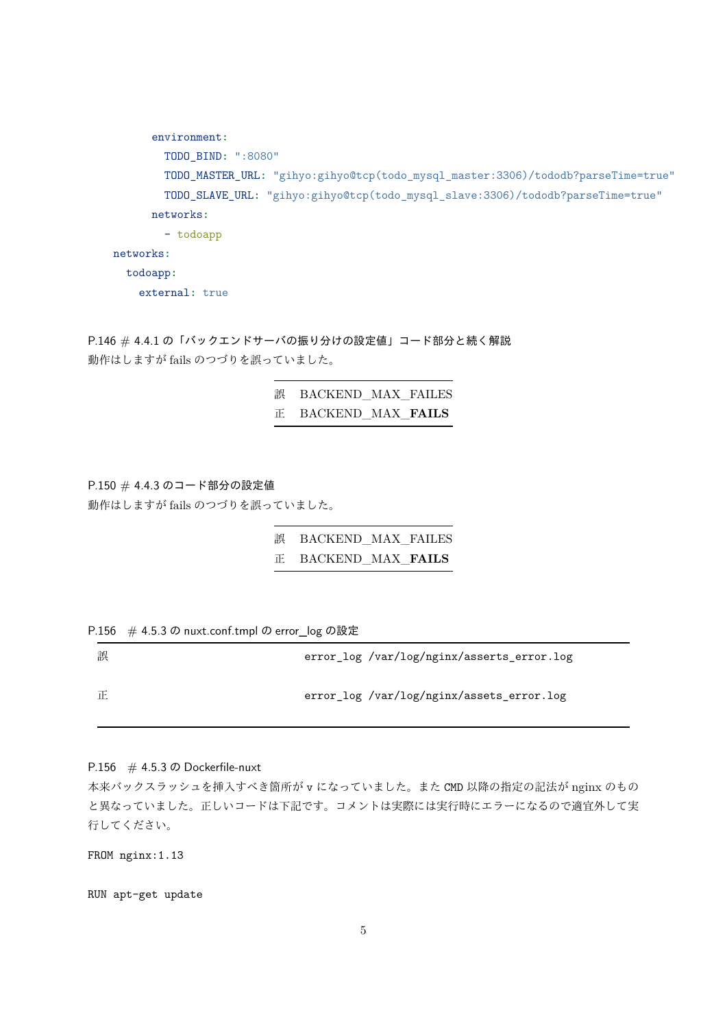```
      environment:
        TODO_BIND: ":8080"
        TODO_MASTER_URL: "gihyo:gihyo@tcp(todo_mysql_master:3306)/tododb?parseTime=true"
        TODO_SLAVE_URL: "gihyo:gihyo@tcp(todo_mysql_slave:3306)/tododb?parseTime=true"
      networks:
        - todoapp
networks:
  todoapp:
    external: true
```

P.146 # 4.4.1 の「バックエンドサーバの振り分けの設定値」コード部分と続く解説

動作はしますが fails のつづりを誤っていました。

| | |
|---|---|
| 誤 | BACKEND_MAX_FAILES |
| 正 | BACKEND_MAX_**FAILS** |

P.150 # 4.4.3 のコード部分の設定値

動作はしますが fails のつづりを誤っていました。

| | |
|---|---|
| 誤 | BACKEND_MAX_FAILES |
| 正 | BACKEND_MAX_**FAILS** |

P.156 # 4.5.3 の nuxt.conf.tmpl の error_log の設定

| | |
|---|---|
| 誤 | `error_log /var/log/nginx/asserts_error.log` |
| 正 | `error_log /var/log/nginx/assets_error.log` |

P.156 # 4.5.3 の Dockerfile-nuxt

本来バックスラッシュを挿入すべき箇所が v になっていました。また CMD 以降の指定の記法が nginx のものと異なっていました。正しいコードは下記です。コメントは実際には実行時にエラーになるので適宜外して実行してください。

```
FROM nginx:1.13

RUN apt-get update
```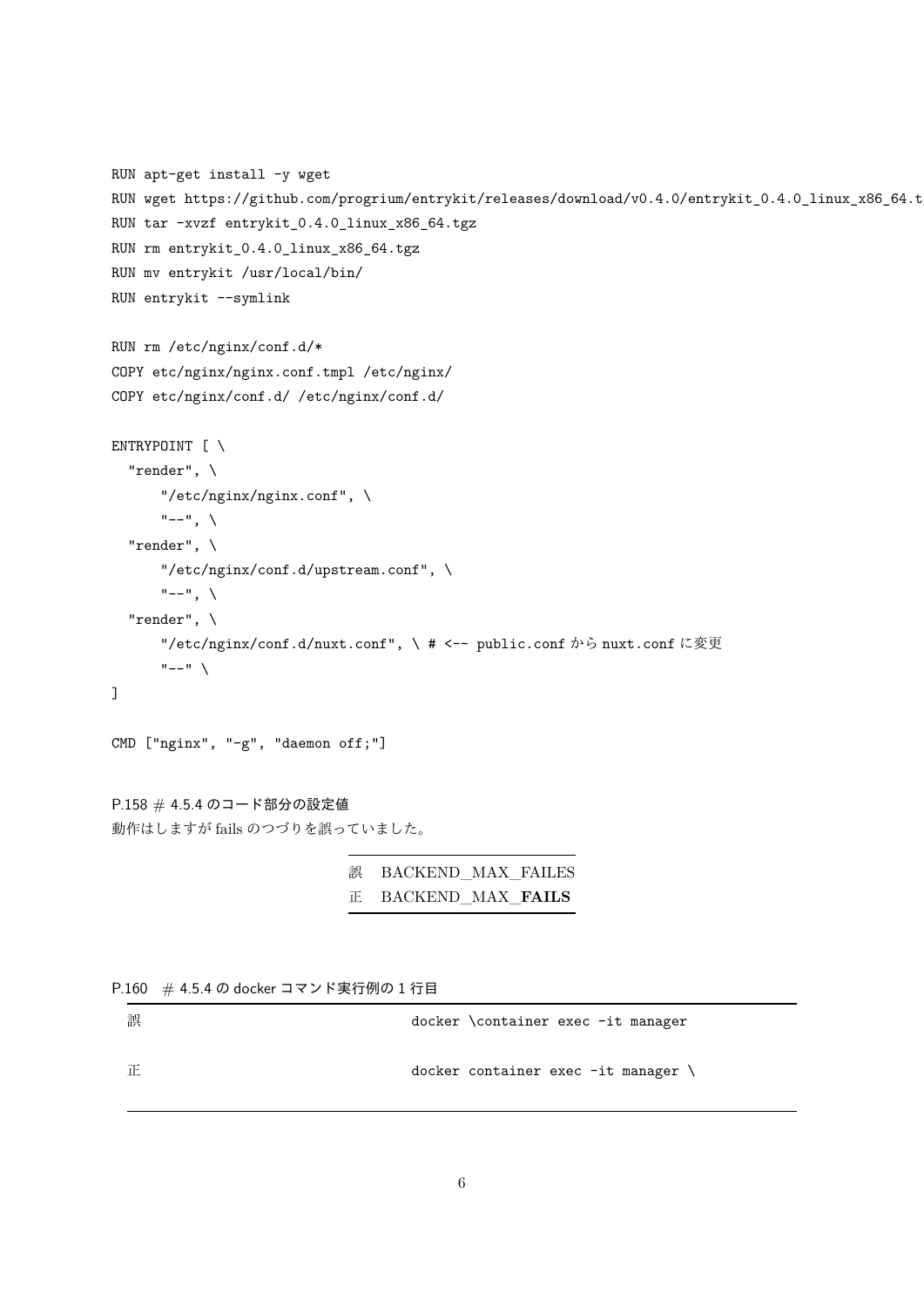```
RUN apt-get install -y wget
RUN wget https://github.com/progrium/entrykit/releases/download/v0.4.0/entrykit_0.4.0_linux_x86_64.t
RUN tar -xvzf entrykit_0.4.0_linux_x86_64.tgz
RUN rm entrykit_0.4.0_linux_x86_64.tgz
RUN mv entrykit /usr/local/bin/
RUN entrykit --symlink

RUN rm /etc/nginx/conf.d/*
COPY etc/nginx/nginx.conf.tmpl /etc/nginx/
COPY etc/nginx/conf.d/ /etc/nginx/conf.d/

ENTRYPOINT [ \
  "render", \
      "/etc/nginx/nginx.conf", \
      "--", \
  "render", \
      "/etc/nginx/conf.d/upstream.conf", \
      "--", \
  "render", \
      "/etc/nginx/conf.d/nuxt.conf", \ # <-- public.conf から nuxt.conf に変更
      "--" \
]

CMD ["nginx", "-g", "daemon off;"]
```

P.158 # 4.5.4 のコード部分の設定値

動作はしますが fails のつづりを誤っていました。

| | |
|---|---|
| 誤 | BACKEND_MAX_FAILES |
| 正 | BACKEND_MAX_**FAILS** |

P.160 # 4.5.4 の docker コマンド実行例の 1 行目

| | |
|---|---|
| 誤 | `docker \container exec -it manager` |
| 正 | `docker container exec -it manager \` |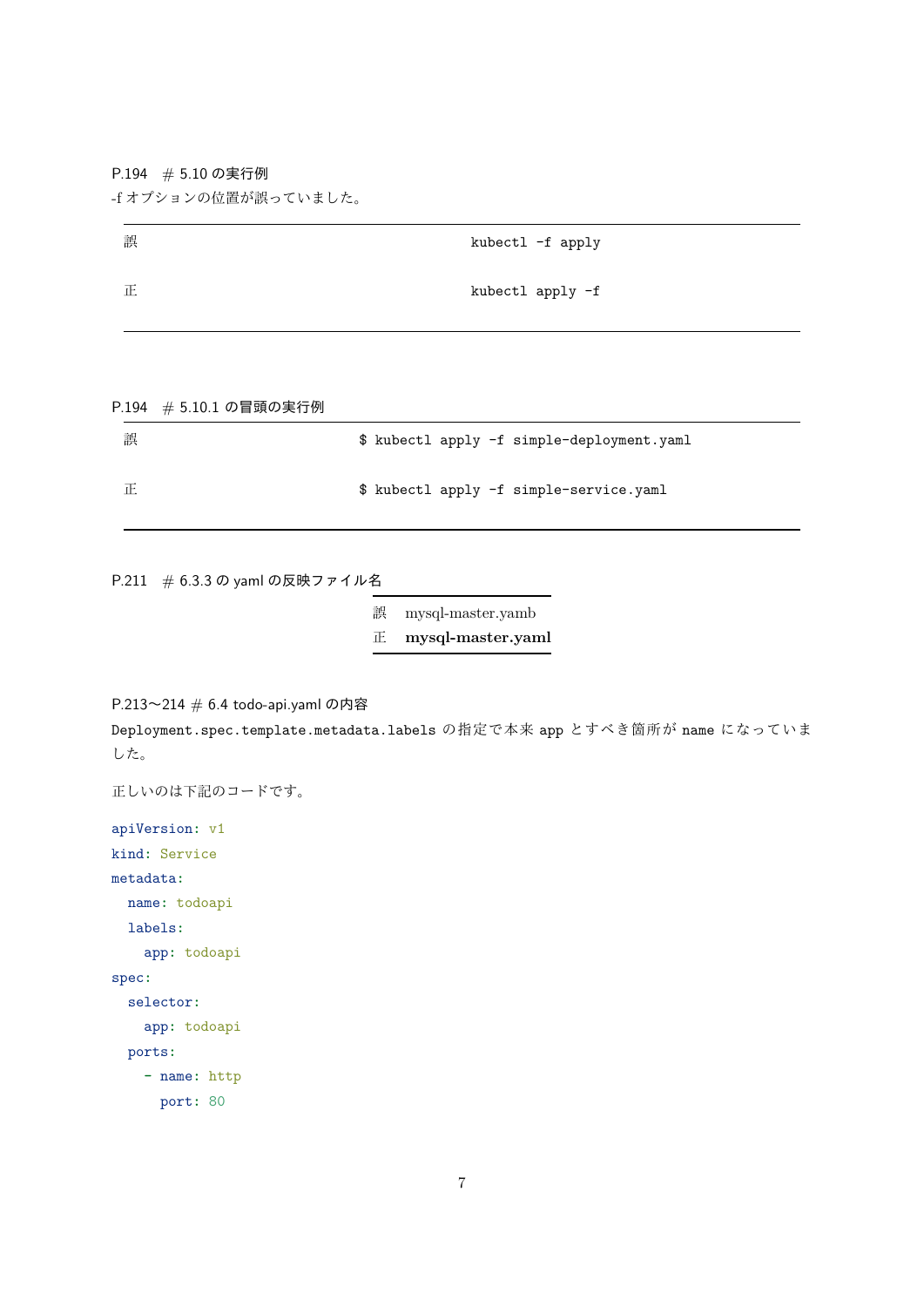P.194 # 5.10 の実行例

-f オプションの位置が誤っていました。

| | |
|---|---|
| 誤 | `kubectl -f apply` |
| 正 | `kubectl apply -f` |

P.194 # 5.10.1 の冒頭の実行例

| | |
|---|---|
| 誤 | `$ kubectl apply -f simple-deployment.yaml` |
| 正 | `$ kubectl apply -f simple-service.yaml` |

P.211 # 6.3.3 の yaml の反映ファイル名

| | |
|---|---|
| 誤 | mysql-master.yamb |
| 正 | **mysql-master.yaml** |

P.213〜214 # 6.4 todo-api.yaml の内容

`Deployment.spec.template.metadata.labels` の指定で本来 `app` とすべき箇所が `name` になっていました。

正しいのは下記のコードです。

```
apiVersion: v1
kind: Service
metadata:
  name: todoapi
  labels:
    app: todoapi
spec:
  selector:
    app: todoapi
  ports:
    - name: http
      port: 80
```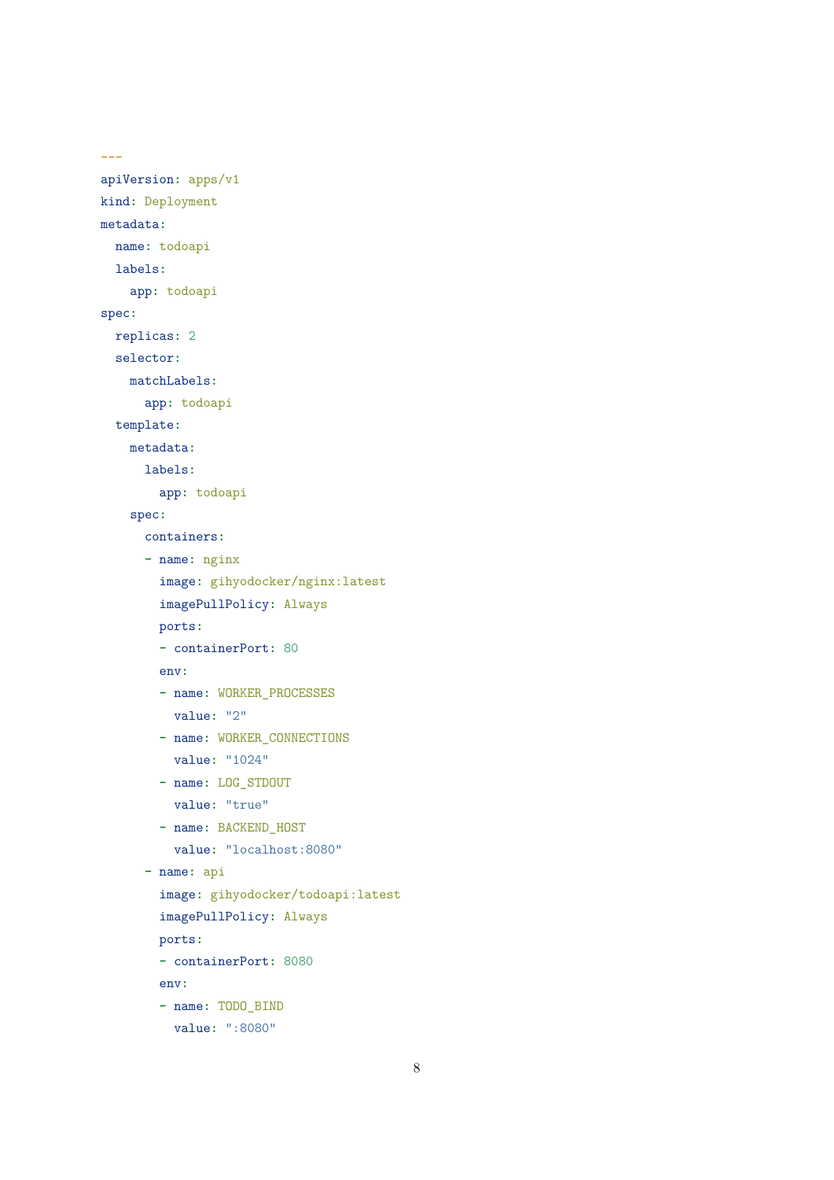```yaml
---
apiVersion: apps/v1
kind: Deployment
metadata:
  name: todoapi
  labels:
    app: todoapi
spec:
  replicas: 2
  selector:
    matchLabels:
      app: todoapi
  template:
    metadata:
      labels:
        app: todoapi
    spec:
      containers:
      - name: nginx
        image: gihyodocker/nginx:latest
        imagePullPolicy: Always
        ports:
        - containerPort: 80
        env:
        - name: WORKER_PROCESSES
          value: "2"
        - name: WORKER_CONNECTIONS
          value: "1024"
        - name: LOG_STDOUT
          value: "true"
        - name: BACKEND_HOST
          value: "localhost:8080"
      - name: api
        image: gihyodocker/todoapi:latest
        imagePullPolicy: Always
        ports:
        - containerPort: 8080
        env:
        - name: TODO_BIND
          value: ":8080"
```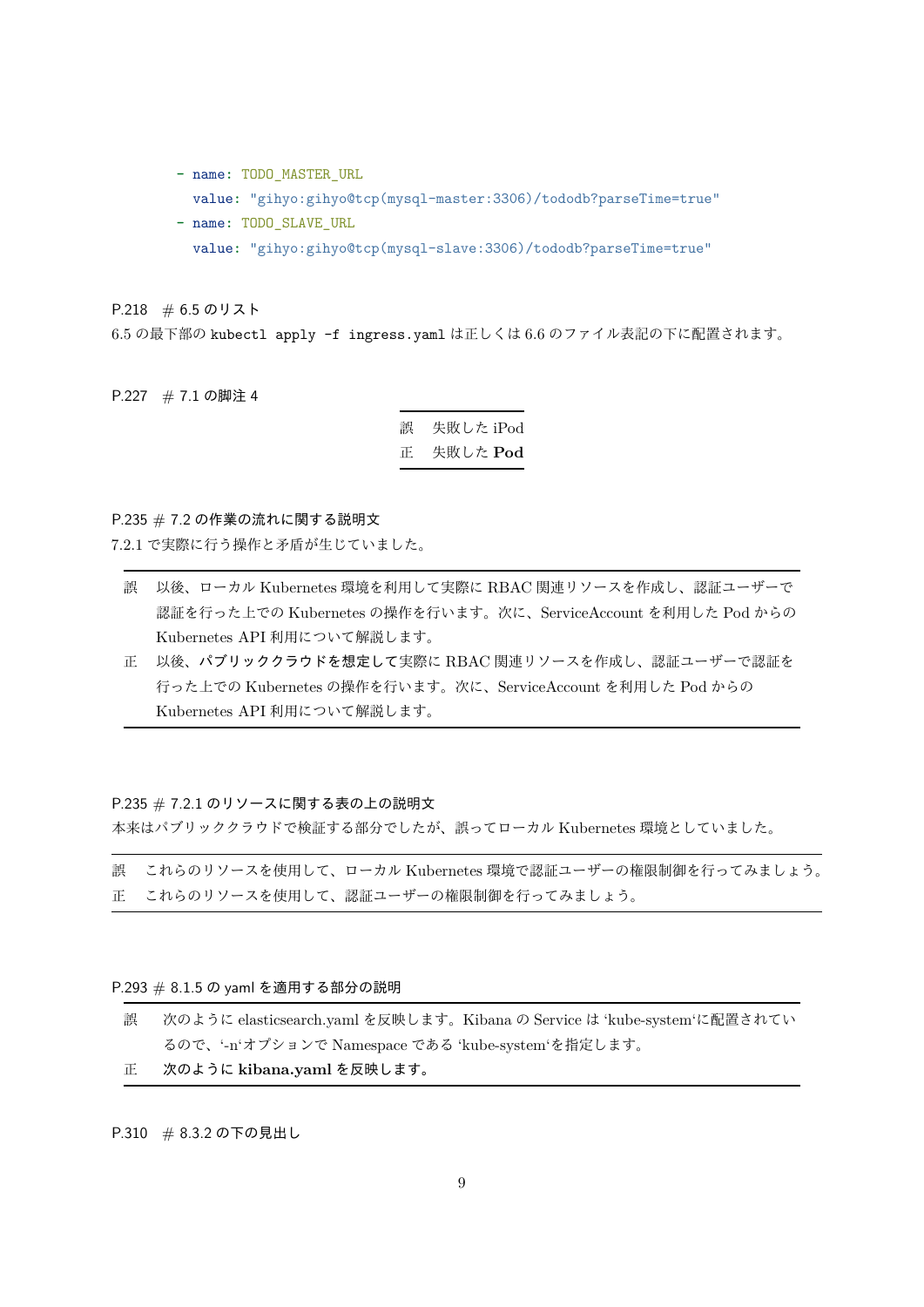```yaml
        - name: TODO_MASTER_URL
          value: "gihyo:gihyo@tcp(mysql-master:3306)/tododb?parseTime=true"
        - name: TODO_SLAVE_URL
          value: "gihyo:gihyo@tcp(mysql-slave:3306)/tododb?parseTime=true"
```

P.218 # 6.5 のリスト

6.5 の最下部の `kubectl apply -f ingress.yaml` は正しくは 6.6 のファイル表記の下に配置されます。

P.227 # 7.1 の脚注 4

| | |
|---|---|
| 誤 | 失敗した iPod |
| 正 | 失敗した **Pod** |

P.235 # 7.2 の作業の流れに関する説明文

7.2.1 で実際に行う操作と矛盾が生じていました。

| | |
|---|---|
| 誤 | 以後、ローカル Kubernetes 環境を利用して実際に RBAC 関連リソースを作成し、認証ユーザーで認証を行った上での Kubernetes の操作を行います。次に、ServiceAccount を利用した Pod からの Kubernetes API 利用について解説します。 |
| 正 | 以後、**パブリッククラウドを想定して**実際に RBAC 関連リソースを作成し、認証ユーザーで認証を行った上での Kubernetes の操作を行います。次に、ServiceAccount を利用した Pod からの Kubernetes API 利用について解説します。 |

P.235 # 7.2.1 のリソースに関する表の上の説明文

本来はパブリッククラウドで検証する部分でしたが、誤ってローカル Kubernetes 環境としていました。

| | |
|---|---|
| 誤 | これらのリソースを使用して、ローカル Kubernetes 環境で認証ユーザーの権限制御を行ってみましょう。 |
| 正 | これらのリソースを使用して、認証ユーザーの権限制御を行ってみましょう。 |

P.293 # 8.1.5 の yaml を適用する部分の説明

| | |
|---|---|
| 誤 | 次のように elasticsearch.yaml を反映します。Kibana の Service は 'kube-system'に配置されているので、'-n'オプションで Namespace である 'kube-system'を指定します。 |
| 正 | **次のように kibana.yaml を反映します。** |

P.310 # 8.3.2 の下の見出し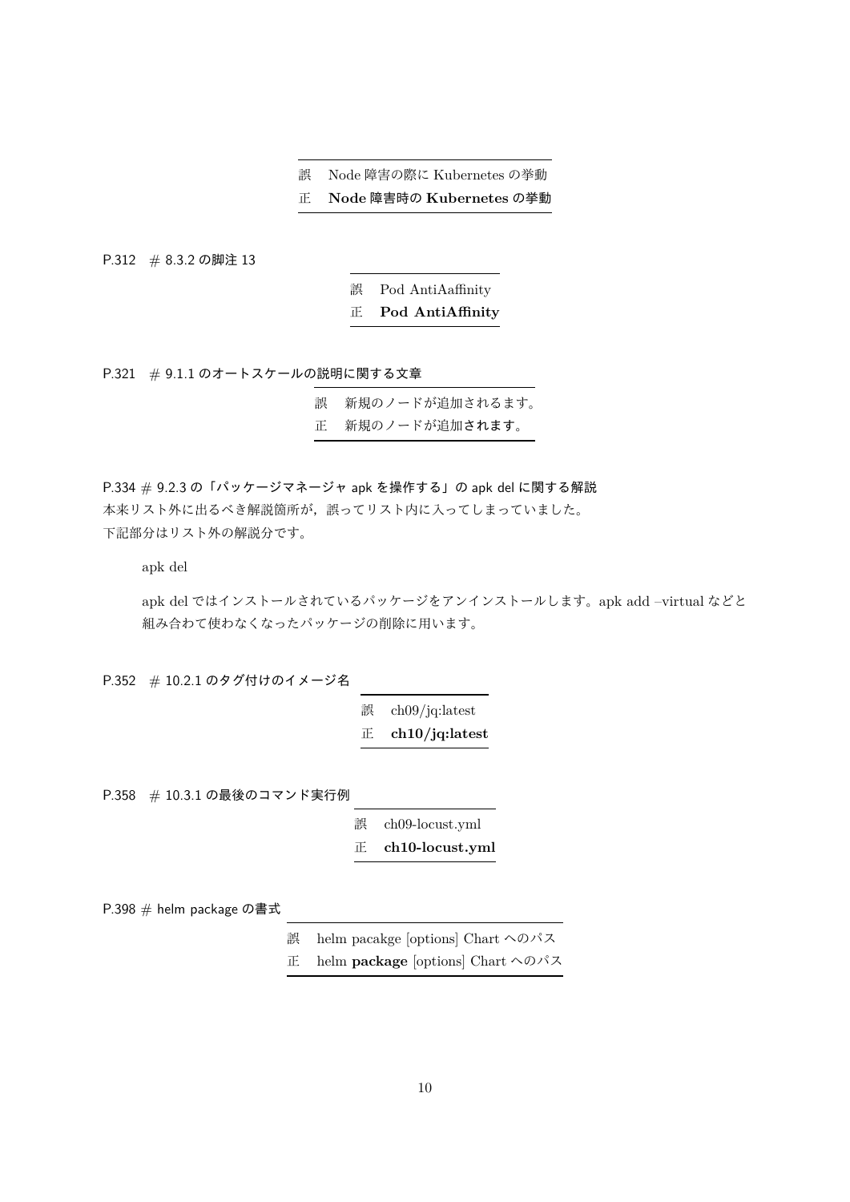| | |
|---|---|
| 誤 | Node 障害の際に Kubernetes の挙動 |
| 正 | **Node 障害時の Kubernetes の挙動** |

P.312 # 8.3.2 の脚注 13

| | |
|---|---|
| 誤 | Pod AntiAaffinity |
| 正 | **Pod AntiAffinity** |

P.321 # 9.1.1 のオートスケールの説明に関する文章

| | |
|---|---|
| 誤 | 新規のノードが追加されるます。 |
| 正 | 新規のノードが追加**されます**。 |

P.334 # 9.2.3 の「パッケージマネージャ apk を操作する」の apk del に関する解説

本来リスト外に出るべき解説箇所が，誤ってリスト内に入ってしまっていました。
下記部分はリスト外の解説分です。

> apk del
>
> apk del ではインストールされているパッケージをアンインストールします。apk add –virtual などと組み合わて使わなくなったパッケージの削除に用います。

P.352 # 10.2.1 のタグ付けのイメージ名

| | |
|---|---|
| 誤 | ch09/jq:latest |
| 正 | **ch10/jq:latest** |

P.358 # 10.3.1 の最後のコマンド実行例

| | |
|---|---|
| 誤 | ch09-locust.yml |
| 正 | **ch10-locust.yml** |

P.398 # helm package の書式

| | |
|---|---|
| 誤 | helm pacakge [options] Chart へのパス |
| 正 | helm **package** [options] Chart へのパス |